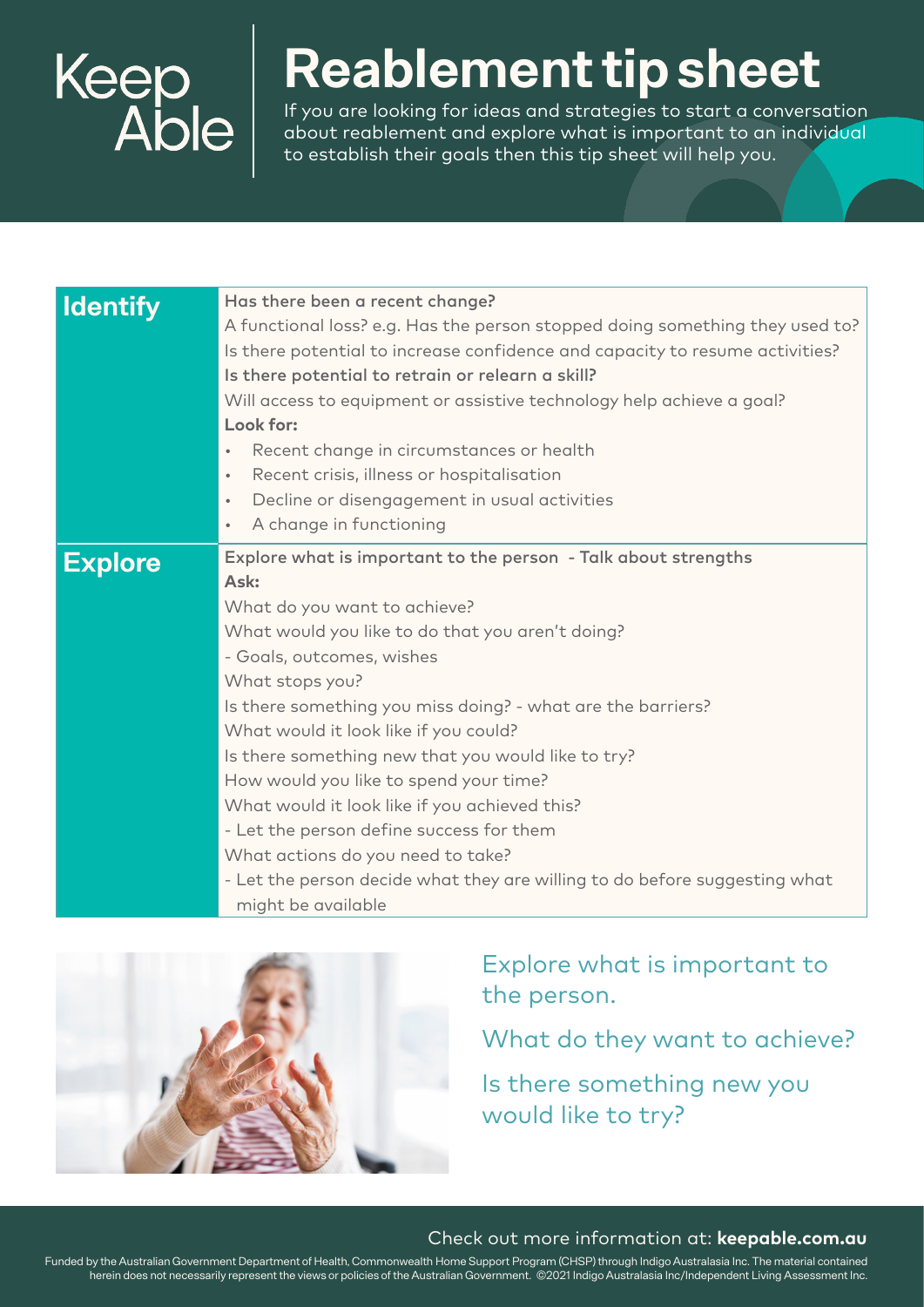Keep Able

# Reablement tip sheet

If you are looking for ideas and strategies to start a conversation about reablement and explore what is important to an individual to establish their goals then this tip sheet will help you.

| **Identify** | **Has there been a recent change?**<br>A functional loss? e.g. Has the person stopped doing something they used to?<br>Is there potential to increase confidence and capacity to resume activities?<br>**Is there potential to retrain or relearn a skill?**<br>Will access to equipment or assistive technology help achieve a goal?<br>**Look for:**<br>• Recent change in circumstances or health<br>• Recent crisis, illness or hospitalisation<br>• Decline or disengagement in usual activities<br>• A change in functioning |
|---|---|
| **Explore** | **Explore what is important to the person - Talk about strengths**<br>**Ask:**<br>What do you want to achieve?<br>What would you like to do that you aren't doing?<br>- Goals, outcomes, wishes<br>What stops you?<br>Is there something you miss doing? - what are the barriers?<br>What would it look like if you could?<br>Is there something new that you would like to try?<br>How would you like to spend your time?<br>What would it look like if you achieved this?<br>- Let the person define success for them<br>What actions do you need to take?<br>- Let the person decide what they are willing to do before suggesting what might be available |

Explore what is important to the person.

What do they want to achieve?

Is there something new you would like to try?

Check out more information at: **keepable.com.au**

Funded by the Australian Government Department of Health, Commonwealth Home Support Program (CHSP) through Indigo Australasia Inc. The material contained herein does not necessarily represent the views or policies of the Australian Government. ©2021 Indigo Australasia Inc/Independent Living Assessment Inc.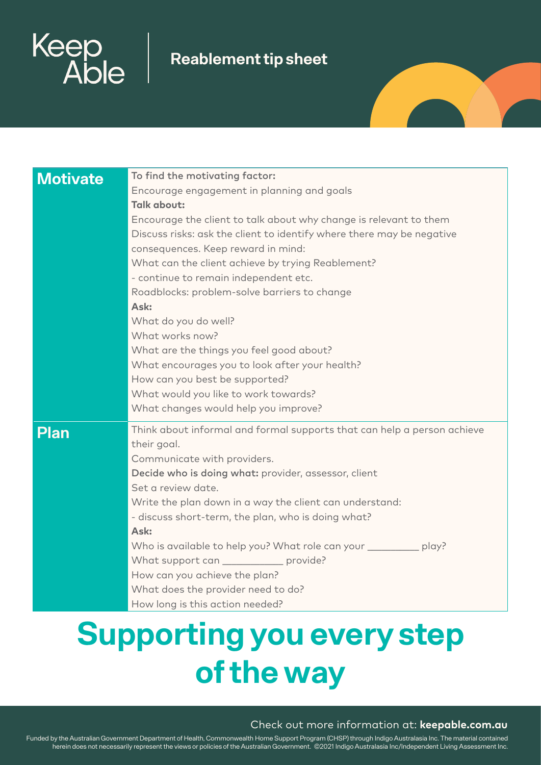Keep Able

# Reablement tip sheet

| | |
|---|---|
| **Motivate** | **To find the motivating factor:**<br>Encourage engagement in planning and goals<br>**Talk about:**<br>Encourage the client to talk about why change is relevant to them<br>Discuss risks: ask the client to identify where there may be negative consequences. Keep reward in mind:<br>What can the client achieve by trying Reablement?<br>- continue to remain independent etc.<br>Roadblocks: problem-solve barriers to change<br>**Ask:**<br>What do you do well?<br>What works now?<br>What are the things you feel good about?<br>What encourages you to look after your health?<br>How can you best be supported?<br>What would you like to work towards?<br>What changes would help you improve? |
| **Plan** | Think about informal and formal supports that can help a person achieve their goal.<br>Communicate with providers.<br>**Decide who is doing what:** provider, assessor, client<br>Set a review date.<br>Write the plan down in a way the client can understand:<br>- discuss short-term, the plan, who is doing what?<br>**Ask:**<br>Who is available to help you? What role can your _________ play?<br>What support can ___________ provide?<br>How can you achieve the plan?<br>What does the provider need to do?<br>How long is this action needed? |

# Supporting you every step of the way

Check out more information at: **keepable.com.au**

Funded by the Australian Government Department of Health, Commonwealth Home Support Program (CHSP) through Indigo Australasia Inc. The material contained herein does not necessarily represent the views or policies of the Australian Government. ©2021 Indigo Australasia Inc/Independent Living Assessment Inc.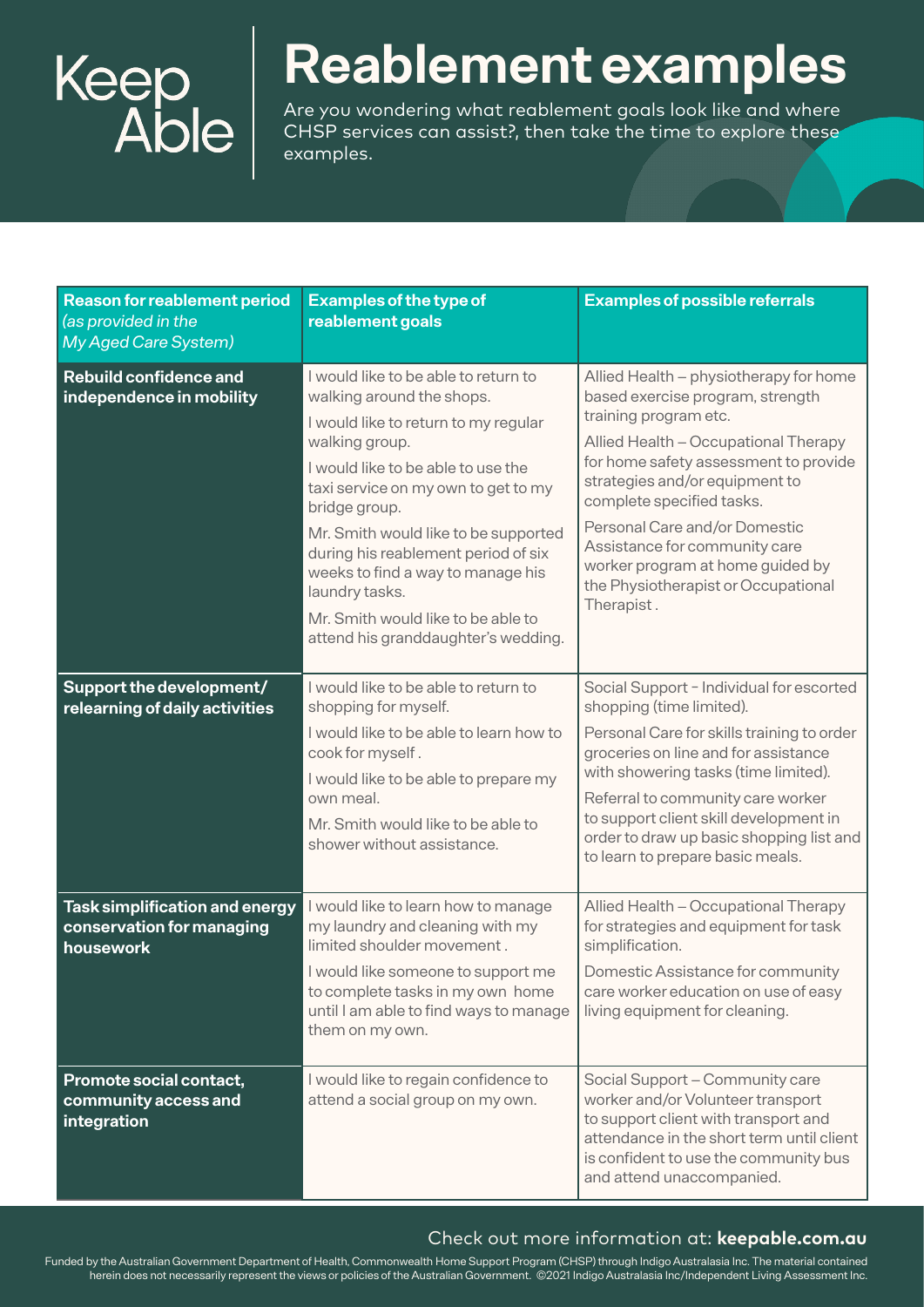Keep Able

# Reablement examples

Are you wondering what reablement goals look like and where CHSP services can assist?, then take the time to explore these examples.

| **Reason for reablement period** *(as provided in the My Aged Care System)* | **Examples of the type of reablement goals** | **Examples of possible referrals** |
|---|---|---|
| **Rebuild confidence and independence in mobility** | I would like to be able to return to walking around the shops.<br>I would like to return to my regular walking group.<br>I would like to be able to use the taxi service on my own to get to my bridge group.<br>Mr. Smith would like to be supported during his reablement period of six weeks to find a way to manage his laundry tasks.<br>Mr. Smith would like to be able to attend his granddaughter's wedding. | Allied Health – physiotherapy for home based exercise program, strength training program etc.<br>Allied Health – Occupational Therapy for home safety assessment to provide strategies and/or equipment to complete specified tasks.<br>Personal Care and/or Domestic Assistance for community care worker program at home guided by the Physiotherapist or Occupational Therapist . |
| **Support the development/ relearning of daily activities** | I would like to be able to return to shopping for myself.<br>I would like to be able to learn how to cook for myself .<br>I would like to be able to prepare my own meal.<br>Mr. Smith would like to be able to shower without assistance. | Social Support - Individual for escorted shopping (time limited).<br>Personal Care for skills training to order groceries on line and for assistance with showering tasks (time limited).<br>Referral to community care worker to support client skill development in order to draw up basic shopping list and to learn to prepare basic meals. |
| **Task simplification and energy conservation for managing housework** | I would like to learn how to manage my laundry and cleaning with my limited shoulder movement .<br>I would like someone to support me to complete tasks in my own home until I am able to find ways to manage them on my own. | Allied Health – Occupational Therapy for strategies and equipment for task simplification.<br>Domestic Assistance for community care worker education on use of easy living equipment for cleaning. |
| **Promote social contact, community access and integration** | I would like to regain confidence to attend a social group on my own. | Social Support – Community care worker and/or Volunteer transport to support client with transport and attendance in the short term until client is confident to use the community bus and attend unaccompanied. |

Check out more information at: **keepable.com.au**

Funded by the Australian Government Department of Health, Commonwealth Home Support Program (CHSP) through Indigo Australasia Inc. The material contained herein does not necessarily represent the views or policies of the Australian Government. ©2021 Indigo Australasia Inc/Independent Living Assessment Inc.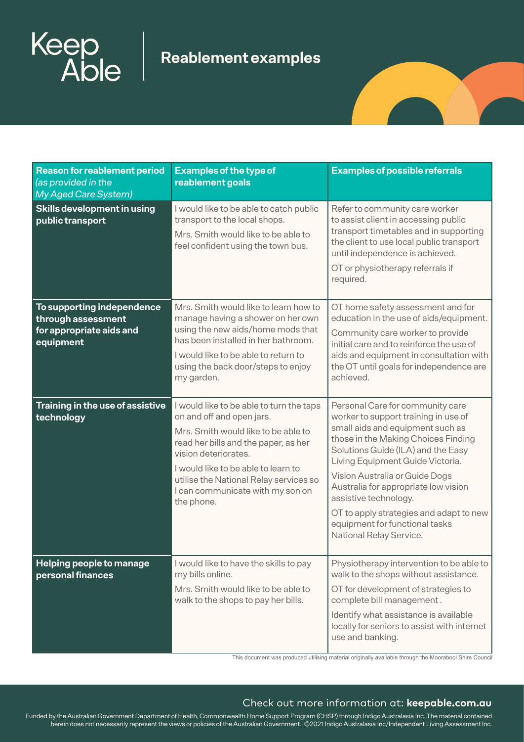# Reablement examples

| **Reason for reablement period** *(as provided in the My Aged Care System)* | **Examples of the type of reablement goals** | **Examples of possible referrals** |
| --- | --- | --- |
| **Skills development in using public transport** | I would like to be able to catch public transport to the local shops.<br>Mrs. Smith would like to be able to feel confident using the town bus. | Refer to community care worker to assist client in accessing public transport timetables and in supporting the client to use local public transport until independence is achieved.<br>OT or physiotherapy referrals if required. |
| **To supporting independence through assessment for appropriate aids and equipment** | Mrs. Smith would like to learn how to manage having a shower on her own using the new aids/home mods that has been installed in her bathroom.<br>I would like to be able to return to using the back door/steps to enjoy my garden. | OT home safety assessment and for education in the use of aids/equipment.<br>Community care worker to provide initial care and to reinforce the use of aids and equipment in consultation with the OT until goals for independence are achieved. |
| **Training in the use of assistive technology** | I would like to be able to turn the taps on and off and open jars.<br>Mrs. Smith would like to be able to read her bills and the paper, as her vision deteriorates.<br>I would like to be able to learn to utilise the National Relay services so I can communicate with my son on the phone. | Personal Care for community care worker to support training in use of small aids and equipment such as those in the Making Choices Finding Solutions Guide (ILA) and the Easy Living Equipment Guide Victoria.<br>Vision Australia or Guide Dogs Australia for appropriate low vision assistive technology.<br>OT to apply strategies and adapt to new equipment for functional tasks National Relay Service. |
| **Helping people to manage personal finances** | I would like to have the skills to pay my bills online.<br>Mrs. Smith would like to be able to walk to the shops to pay her bills. | Physiotherapy intervention to be able to walk to the shops without assistance.<br>OT for development of strategies to complete bill management .<br>Identify what assistance is available locally for seniors to assist with internet use and banking. |

This document was produced utilising material originally available through the Moorabool Shire Council

Check out more information at: **keepable.com.au**

Funded by the Australian Government Department of Health, Commonwealth Home Support Program (CHSP) through Indigo Australasia Inc. The material contained herein does not necessarily represent the views or policies of the Australian Government. ©2021 Indigo Australasia Inc/Independent Living Assessment Inc.